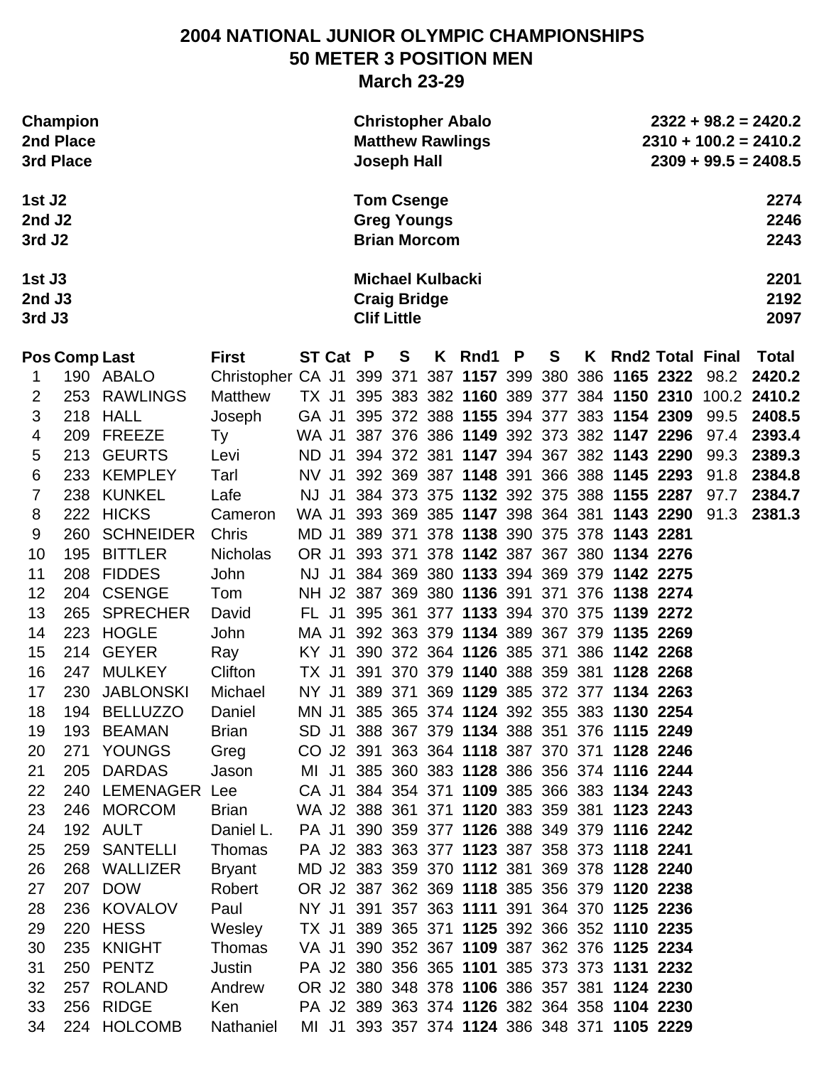# 2004 NATIONAL JUNIOR OLYMPIC CHAMPIONSHIPS
## 50 METER 3 POSITION MEN
### March 23-29

| | | |
|---|---|---|
| **Champion** | **Christopher Abalo** | **2322 + 98.2 = 2420.2** |
| **2nd Place** | **Matthew Rawlings** | **2310 + 100.2 = 2410.2** |
| **3rd Place** | **Joseph Hall** | **2309 + 99.5 = 2408.5** |
| **1st J2** | **Tom Csenge** | **2274** |
| **2nd J2** | **Greg Youngs** | **2246** |
| **3rd J2** | **Brian Morcom** | **2243** |
| **1st J3** | **Michael Kulbacki** | **2201** |
| **2nd J3** | **Craig Bridge** | **2192** |
| **3rd J3** | **Clif Little** | **2097** |

| Pos | Comp | Last | First | ST | Cat | P | S | K | Rnd1 | P | S | K | Rnd2 | Total | Final | Total |
|---|---|---|---|---|---|---|---|---|---|---|---|---|---|---|---|---|
| 1 | 190 | ABALO | Christopher | CA | J1 | 399 | 371 | 387 | **1157** | 399 | 380 | 386 | **1165** | **2322** | 98.2 | **2420.2** |
| 2 | 253 | RAWLINGS | Matthew | TX | J1 | 395 | 383 | 382 | **1160** | 389 | 377 | 384 | **1150** | **2310** | 100.2 | **2410.2** |
| 3 | 218 | HALL | Joseph | GA | J1 | 395 | 372 | 388 | **1155** | 394 | 377 | 383 | **1154** | **2309** | 99.5 | **2408.5** |
| 4 | 209 | FREEZE | Ty | WA | J1 | 387 | 376 | 386 | **1149** | 392 | 373 | 382 | **1147** | **2296** | 97.4 | **2393.4** |
| 5 | 213 | GEURTS | Levi | ND | J1 | 394 | 372 | 381 | **1147** | 394 | 367 | 382 | **1143** | **2290** | 99.3 | **2389.3** |
| 6 | 233 | KEMPLEY | Tarl | NV | J1 | 392 | 369 | 387 | **1148** | 391 | 366 | 388 | **1145** | **2293** | 91.8 | **2384.8** |
| 7 | 238 | KUNKEL | Lafe | NJ | J1 | 384 | 373 | 375 | **1132** | 392 | 375 | 388 | **1155** | **2287** | 97.7 | **2384.7** |
| 8 | 222 | HICKS | Cameron | WA | J1 | 393 | 369 | 385 | **1147** | 398 | 364 | 381 | **1143** | **2290** | 91.3 | **2381.3** |
| 9 | 260 | SCHNEIDER | Chris | MD | J1 | 389 | 371 | 378 | **1138** | 390 | 375 | 378 | **1143** | **2281** | | |
| 10 | 195 | BITTLER | Nicholas | OR | J1 | 393 | 371 | 378 | **1142** | 387 | 367 | 380 | **1134** | **2276** | | |
| 11 | 208 | FIDDES | John | NJ | J1 | 384 | 369 | 380 | **1133** | 394 | 369 | 379 | **1142** | **2275** | | |
| 12 | 204 | CSENGE | Tom | NH | J2 | 387 | 369 | 380 | **1136** | 391 | 371 | 376 | **1138** | **2274** | | |
| 13 | 265 | SPRECHER | David | FL | J1 | 395 | 361 | 377 | **1133** | 394 | 370 | 375 | **1139** | **2272** | | |
| 14 | 223 | HOGLE | John | MA | J1 | 392 | 363 | 379 | **1134** | 389 | 367 | 379 | **1135** | **2269** | | |
| 15 | 214 | GEYER | Ray | KY | J1 | 390 | 372 | 364 | **1126** | 385 | 371 | 386 | **1142** | **2268** | | |
| 16 | 247 | MULKEY | Clifton | TX | J1 | 391 | 370 | 379 | **1140** | 388 | 359 | 381 | **1128** | **2268** | | |
| 17 | 230 | JABLONSKI | Michael | NY | J1 | 389 | 371 | 369 | **1129** | 385 | 372 | 377 | **1134** | **2263** | | |
| 18 | 194 | BELLUZZO | Daniel | MN | J1 | 385 | 365 | 374 | **1124** | 392 | 355 | 383 | **1130** | **2254** | | |
| 19 | 193 | BEAMAN | Brian | SD | J1 | 388 | 367 | 379 | **1134** | 388 | 351 | 376 | **1115** | **2249** | | |
| 20 | 271 | YOUNGS | Greg | CO | J2 | 391 | 363 | 364 | **1118** | 387 | 370 | 371 | **1128** | **2246** | | |
| 21 | 205 | DARDAS | Jason | MI | J1 | 385 | 360 | 383 | **1128** | 386 | 356 | 374 | **1116** | **2244** | | |
| 22 | 240 | LEMENAGER | Lee | CA | J1 | 384 | 354 | 371 | **1109** | 385 | 366 | 383 | **1134** | **2243** | | |
| 23 | 246 | MORCOM | Brian | WA | J2 | 388 | 361 | 371 | **1120** | 383 | 359 | 381 | **1123** | **2243** | | |
| 24 | 192 | AULT | Daniel L. | PA | J1 | 390 | 359 | 377 | **1126** | 388 | 349 | 379 | **1116** | **2242** | | |
| 25 | 259 | SANTELLI | Thomas | PA | J2 | 383 | 363 | 377 | **1123** | 387 | 358 | 373 | **1118** | **2241** | | |
| 26 | 268 | WALLIZER | Bryant | MD | J2 | 383 | 359 | 370 | **1112** | 381 | 369 | 378 | **1128** | **2240** | | |
| 27 | 207 | DOW | Robert | OR | J2 | 387 | 362 | 369 | **1118** | 385 | 356 | 379 | **1120** | **2238** | | |
| 28 | 236 | KOVALOV | Paul | NY | J1 | 391 | 357 | 363 | **1111** | 391 | 364 | 370 | **1125** | **2236** | | |
| 29 | 220 | HESS | Wesley | TX | J1 | 389 | 365 | 371 | **1125** | 392 | 366 | 352 | **1110** | **2235** | | |
| 30 | 235 | KNIGHT | Thomas | VA | J1 | 390 | 352 | 367 | **1109** | 387 | 362 | 376 | **1125** | **2234** | | |
| 31 | 250 | PENTZ | Justin | PA | J2 | 380 | 356 | 365 | **1101** | 385 | 373 | 373 | **1131** | **2232** | | |
| 32 | 257 | ROLAND | Andrew | OR | J2 | 380 | 348 | 378 | **1106** | 386 | 357 | 381 | **1124** | **2230** | | |
| 33 | 256 | RIDGE | Ken | PA | J2 | 389 | 363 | 374 | **1126** | 382 | 364 | 358 | **1104** | **2230** | | |
| 34 | 224 | HOLCOMB | Nathaniel | MI | J1 | 393 | 357 | 374 | **1124** | 386 | 348 | 371 | **1105** | **2229** | | |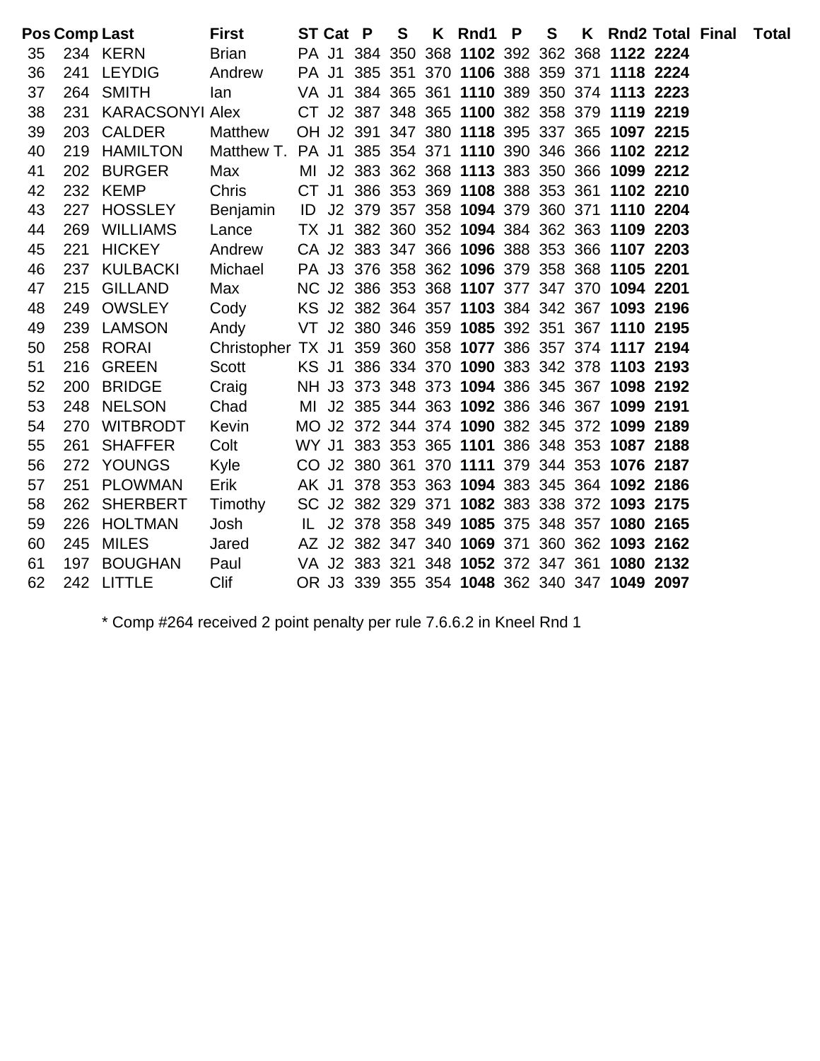| Pos | Comp | Last | First | ST | Cat | P | S | K | Rnd1 | P | S | K | Rnd2 | Total | Final | Total |
|---|---|---|---|---|---|---|---|---|---|---|---|---|---|---|---|---|
| 35 | 234 | KERN | Brian | PA | J1 | 384 | 350 | 368 | **1102** | 392 | 362 | 368 | **1122** | **2224** | | |
| 36 | 241 | LEYDIG | Andrew | PA | J1 | 385 | 351 | 370 | **1106** | 388 | 359 | 371 | **1118** | **2224** | | |
| 37 | 264 | SMITH | Ian | VA | J1 | 384 | 365 | 361 | **1110** | 389 | 350 | 374 | **1113** | **2223** | | |
| 38 | 231 | KARACSONYI | Alex | CT | J2 | 387 | 348 | 365 | **1100** | 382 | 358 | 379 | **1119** | **2219** | | |
| 39 | 203 | CALDER | Matthew | OH | J2 | 391 | 347 | 380 | **1118** | 395 | 337 | 365 | **1097** | **2215** | | |
| 40 | 219 | HAMILTON | Matthew T. | PA | J1 | 385 | 354 | 371 | **1110** | 390 | 346 | 366 | **1102** | **2212** | | |
| 41 | 202 | BURGER | Max | MI | J2 | 383 | 362 | 368 | **1113** | 383 | 350 | 366 | **1099** | **2212** | | |
| 42 | 232 | KEMP | Chris | CT | J1 | 386 | 353 | 369 | **1108** | 388 | 353 | 361 | **1102** | **2210** | | |
| 43 | 227 | HOSSLEY | Benjamin | ID | J2 | 379 | 357 | 358 | **1094** | 379 | 360 | 371 | **1110** | **2204** | | |
| 44 | 269 | WILLIAMS | Lance | TX | J1 | 382 | 360 | 352 | **1094** | 384 | 362 | 363 | **1109** | **2203** | | |
| 45 | 221 | HICKEY | Andrew | CA | J2 | 383 | 347 | 366 | **1096** | 388 | 353 | 366 | **1107** | **2203** | | |
| 46 | 237 | KULBACKI | Michael | PA | J3 | 376 | 358 | 362 | **1096** | 379 | 358 | 368 | **1105** | **2201** | | |
| 47 | 215 | GILLAND | Max | NC | J2 | 386 | 353 | 368 | **1107** | 377 | 347 | 370 | **1094** | **2201** | | |
| 48 | 249 | OWSLEY | Cody | KS | J2 | 382 | 364 | 357 | **1103** | 384 | 342 | 367 | **1093** | **2196** | | |
| 49 | 239 | LAMSON | Andy | VT | J2 | 380 | 346 | 359 | **1085** | 392 | 351 | 367 | **1110** | **2195** | | |
| 50 | 258 | RORAI | Christopher | TX | J1 | 359 | 360 | 358 | **1077** | 386 | 357 | 374 | **1117** | **2194** | | |
| 51 | 216 | GREEN | Scott | KS | J1 | 386 | 334 | 370 | **1090** | 383 | 342 | 378 | **1103** | **2193** | | |
| 52 | 200 | BRIDGE | Craig | NH | J3 | 373 | 348 | 373 | **1094** | 386 | 345 | 367 | **1098** | **2192** | | |
| 53 | 248 | NELSON | Chad | MI | J2 | 385 | 344 | 363 | **1092** | 386 | 346 | 367 | **1099** | **2191** | | |
| 54 | 270 | WITBRODT | Kevin | MO | J2 | 372 | 344 | 374 | **1090** | 382 | 345 | 372 | **1099** | **2189** | | |
| 55 | 261 | SHAFFER | Colt | WY | J1 | 383 | 353 | 365 | **1101** | 386 | 348 | 353 | **1087** | **2188** | | |
| 56 | 272 | YOUNGS | Kyle | CO | J2 | 380 | 361 | 370 | **1111** | 379 | 344 | 353 | **1076** | **2187** | | |
| 57 | 251 | PLOWMAN | Erik | AK | J1 | 378 | 353 | 363 | **1094** | 383 | 345 | 364 | **1092** | **2186** | | |
| 58 | 262 | SHERBERT | Timothy | SC | J2 | 382 | 329 | 371 | **1082** | 383 | 338 | 372 | **1093** | **2175** | | |
| 59 | 226 | HOLTMAN | Josh | IL | J2 | 378 | 358 | 349 | **1085** | 375 | 348 | 357 | **1080** | **2165** | | |
| 60 | 245 | MILES | Jared | AZ | J2 | 382 | 347 | 340 | **1069** | 371 | 360 | 362 | **1093** | **2162** | | |
| 61 | 197 | BOUGHAN | Paul | VA | J2 | 383 | 321 | 348 | **1052** | 372 | 347 | 361 | **1080** | **2132** | | |
| 62 | 242 | LITTLE | Clif | OR | J3 | 339 | 355 | 354 | **1048** | 362 | 340 | 347 | **1049** | **2097** | | |

* Comp #264 received 2 point penalty per rule 7.6.6.2 in Kneel Rnd 1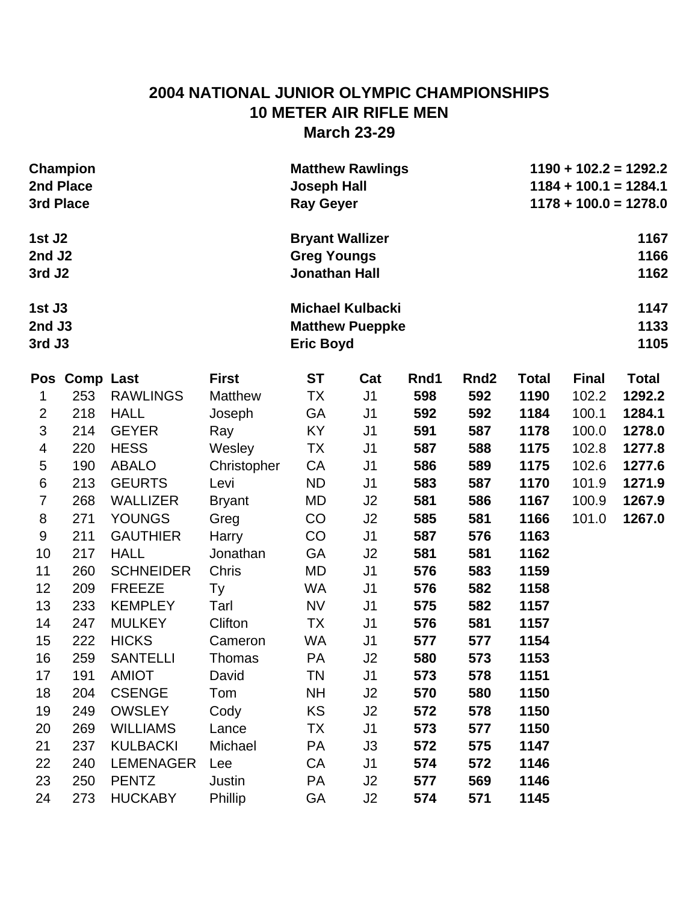# 2004 NATIONAL JUNIOR OLYMPIC CHAMPIONSHIPS
## 10 METER AIR RIFLE MEN
### March 23-29

| | | |
|---|---|---|
| **Champion** | **Matthew Rawlings** | **1190 + 102.2 = 1292.2** |
| **2nd Place** | **Joseph Hall** | **1184 + 100.1 = 1284.1** |
| **3rd Place** | **Ray Geyer** | **1178 + 100.0 = 1278.0** |
| **1st J2** | **Bryant Wallizer** | **1167** |
| **2nd J2** | **Greg Youngs** | **1166** |
| **3rd J2** | **Jonathan Hall** | **1162** |
| **1st J3** | **Michael Kulbacki** | **1147** |
| **2nd J3** | **Matthew Pueppke** | **1133** |
| **3rd J3** | **Eric Boyd** | **1105** |

| Pos | Comp | Last | First | ST | Cat | Rnd1 | Rnd2 | Total | Final | Total |
|---|---|---|---|---|---|---|---|---|---|---|
| 1 | 253 | RAWLINGS | Matthew | TX | J1 | **598** | **592** | **1190** | 102.2 | **1292.2** |
| 2 | 218 | HALL | Joseph | GA | J1 | **592** | **592** | **1184** | 100.1 | **1284.1** |
| 3 | 214 | GEYER | Ray | KY | J1 | **591** | **587** | **1178** | 100.0 | **1278.0** |
| 4 | 220 | HESS | Wesley | TX | J1 | **587** | **588** | **1175** | 102.8 | **1277.8** |
| 5 | 190 | ABALO | Christopher | CA | J1 | **586** | **589** | **1175** | 102.6 | **1277.6** |
| 6 | 213 | GEURTS | Levi | ND | J1 | **583** | **587** | **1170** | 101.9 | **1271.9** |
| 7 | 268 | WALLIZER | Bryant | MD | J2 | **581** | **586** | **1167** | 100.9 | **1267.9** |
| 8 | 271 | YOUNGS | Greg | CO | J2 | **585** | **581** | **1166** | 101.0 | **1267.0** |
| 9 | 211 | GAUTHIER | Harry | CO | J1 | **587** | **576** | **1163** | | |
| 10 | 217 | HALL | Jonathan | GA | J2 | **581** | **581** | **1162** | | |
| 11 | 260 | SCHNEIDER | Chris | MD | J1 | **576** | **583** | **1159** | | |
| 12 | 209 | FREEZE | Ty | WA | J1 | **576** | **582** | **1158** | | |
| 13 | 233 | KEMPLEY | Tarl | NV | J1 | **575** | **582** | **1157** | | |
| 14 | 247 | MULKEY | Clifton | TX | J1 | **576** | **581** | **1157** | | |
| 15 | 222 | HICKS | Cameron | WA | J1 | **577** | **577** | **1154** | | |
| 16 | 259 | SANTELLI | Thomas | PA | J2 | **580** | **573** | **1153** | | |
| 17 | 191 | AMIOT | David | TN | J1 | **573** | **578** | **1151** | | |
| 18 | 204 | CSENGE | Tom | NH | J2 | **570** | **580** | **1150** | | |
| 19 | 249 | OWSLEY | Cody | KS | J2 | **572** | **578** | **1150** | | |
| 20 | 269 | WILLIAMS | Lance | TX | J1 | **573** | **577** | **1150** | | |
| 21 | 237 | KULBACKI | Michael | PA | J3 | **572** | **575** | **1147** | | |
| 22 | 240 | LEMENAGER | Lee | CA | J1 | **574** | **572** | **1146** | | |
| 23 | 250 | PENTZ | Justin | PA | J2 | **577** | **569** | **1146** | | |
| 24 | 273 | HUCKABY | Phillip | GA | J2 | **574** | **571** | **1145** | | |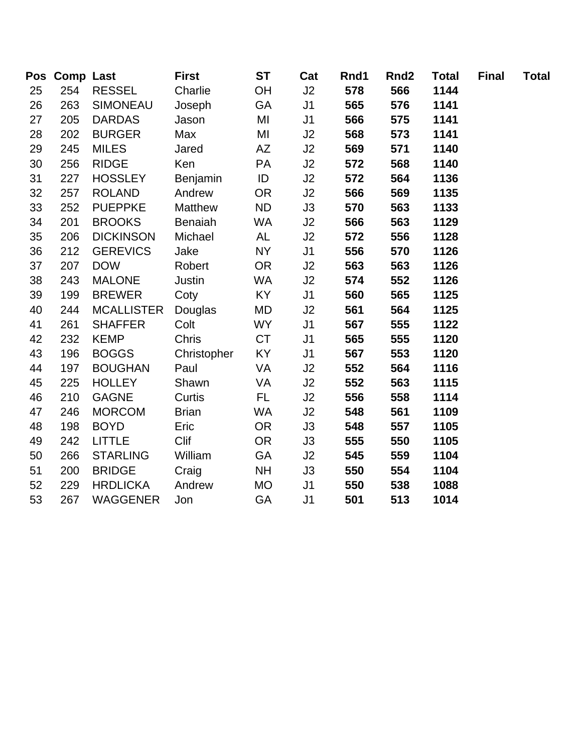| Pos | Comp | Last | First | ST | Cat | Rnd1 | Rnd2 | Total | Final | Total |
|---|---|---|---|---|---|---|---|---|---|---|
| 25 | 254 | RESSEL | Charlie | OH | J2 | **578** | **566** | **1144** | | |
| 26 | 263 | SIMONEAU | Joseph | GA | J1 | **565** | **576** | **1141** | | |
| 27 | 205 | DARDAS | Jason | MI | J1 | **566** | **575** | **1141** | | |
| 28 | 202 | BURGER | Max | MI | J2 | **568** | **573** | **1141** | | |
| 29 | 245 | MILES | Jared | AZ | J2 | **569** | **571** | **1140** | | |
| 30 | 256 | RIDGE | Ken | PA | J2 | **572** | **568** | **1140** | | |
| 31 | 227 | HOSSLEY | Benjamin | ID | J2 | **572** | **564** | **1136** | | |
| 32 | 257 | ROLAND | Andrew | OR | J2 | **566** | **569** | **1135** | | |
| 33 | 252 | PUEPPKE | Matthew | ND | J3 | **570** | **563** | **1133** | | |
| 34 | 201 | BROOKS | Benaiah | WA | J2 | **566** | **563** | **1129** | | |
| 35 | 206 | DICKINSON | Michael | AL | J2 | **572** | **556** | **1128** | | |
| 36 | 212 | GEREVICS | Jake | NY | J1 | **556** | **570** | **1126** | | |
| 37 | 207 | DOW | Robert | OR | J2 | **563** | **563** | **1126** | | |
| 38 | 243 | MALONE | Justin | WA | J2 | **574** | **552** | **1126** | | |
| 39 | 199 | BREWER | Coty | KY | J1 | **560** | **565** | **1125** | | |
| 40 | 244 | MCALLISTER | Douglas | MD | J2 | **561** | **564** | **1125** | | |
| 41 | 261 | SHAFFER | Colt | WY | J1 | **567** | **555** | **1122** | | |
| 42 | 232 | KEMP | Chris | CT | J1 | **565** | **555** | **1120** | | |
| 43 | 196 | BOGGS | Christopher | KY | J1 | **567** | **553** | **1120** | | |
| 44 | 197 | BOUGHAN | Paul | VA | J2 | **552** | **564** | **1116** | | |
| 45 | 225 | HOLLEY | Shawn | VA | J2 | **552** | **563** | **1115** | | |
| 46 | 210 | GAGNE | Curtis | FL | J2 | **556** | **558** | **1114** | | |
| 47 | 246 | MORCOM | Brian | WA | J2 | **548** | **561** | **1109** | | |
| 48 | 198 | BOYD | Eric | OR | J3 | **548** | **557** | **1105** | | |
| 49 | 242 | LITTLE | Clif | OR | J3 | **555** | **550** | **1105** | | |
| 50 | 266 | STARLING | William | GA | J2 | **545** | **559** | **1104** | | |
| 51 | 200 | BRIDGE | Craig | NH | J3 | **550** | **554** | **1104** | | |
| 52 | 229 | HRDLICKA | Andrew | MO | J1 | **550** | **538** | **1088** | | |
| 53 | 267 | WAGGENER | Jon | GA | J1 | **501** | **513** | **1014** | | |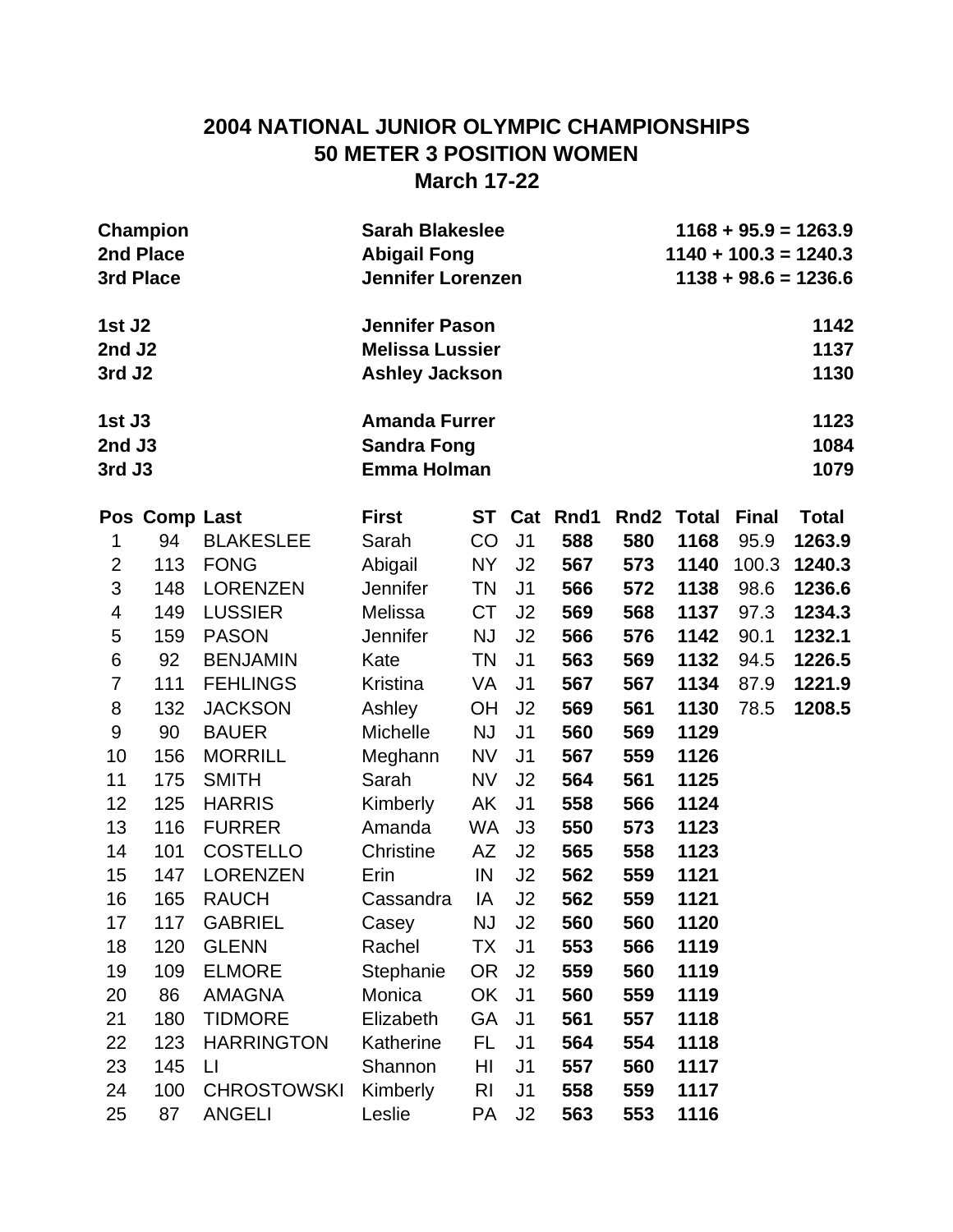## 2004 NATIONAL JUNIOR OLYMPIC CHAMPIONSHIPS
## 50 METER 3 POSITION WOMEN
## March 17-22

| | | |
|---|---|---|
| **Champion** | **Sarah Blakeslee** | **1168 + 95.9 = 1263.9** |
| **2nd Place** | **Abigail Fong** | **1140 + 100.3 = 1240.3** |
| **3rd Place** | **Jennifer Lorenzen** | **1138 + 98.6 = 1236.6** |
| **1st J2** | **Jennifer Pason** | **1142** |
| **2nd J2** | **Melissa Lussier** | **1137** |
| **3rd J2** | **Ashley Jackson** | **1130** |
| **1st J3** | **Amanda Furrer** | **1123** |
| **2nd J3** | **Sandra Fong** | **1084** |
| **3rd J3** | **Emma Holman** | **1079** |

| Pos | Comp | Last | First | ST | Cat | Rnd1 | Rnd2 | Total | Final | Total |
|---|---|---|---|---|---|---|---|---|---|---|
| 1 | 94 | BLAKESLEE | Sarah | CO | J1 | **588** | **580** | **1168** | 95.9 | **1263.9** |
| 2 | 113 | FONG | Abigail | NY | J2 | **567** | **573** | **1140** | 100.3 | **1240.3** |
| 3 | 148 | LORENZEN | Jennifer | TN | J1 | **566** | **572** | **1138** | 98.6 | **1236.6** |
| 4 | 149 | LUSSIER | Melissa | CT | J2 | **569** | **568** | **1137** | 97.3 | **1234.3** |
| 5 | 159 | PASON | Jennifer | NJ | J2 | **566** | **576** | **1142** | 90.1 | **1232.1** |
| 6 | 92 | BENJAMIN | Kate | TN | J1 | **563** | **569** | **1132** | 94.5 | **1226.5** |
| 7 | 111 | FEHLINGS | Kristina | VA | J1 | **567** | **567** | **1134** | 87.9 | **1221.9** |
| 8 | 132 | JACKSON | Ashley | OH | J2 | **569** | **561** | **1130** | 78.5 | **1208.5** |
| 9 | 90 | BAUER | Michelle | NJ | J1 | **560** | **569** | **1129** | | |
| 10 | 156 | MORRILL | Meghann | NV | J1 | **567** | **559** | **1126** | | |
| 11 | 175 | SMITH | Sarah | NV | J2 | **564** | **561** | **1125** | | |
| 12 | 125 | HARRIS | Kimberly | AK | J1 | **558** | **566** | **1124** | | |
| 13 | 116 | FURRER | Amanda | WA | J3 | **550** | **573** | **1123** | | |
| 14 | 101 | COSTELLO | Christine | AZ | J2 | **565** | **558** | **1123** | | |
| 15 | 147 | LORENZEN | Erin | IN | J2 | **562** | **559** | **1121** | | |
| 16 | 165 | RAUCH | Cassandra | IA | J2 | **562** | **559** | **1121** | | |
| 17 | 117 | GABRIEL | Casey | NJ | J2 | **560** | **560** | **1120** | | |
| 18 | 120 | GLENN | Rachel | TX | J1 | **553** | **566** | **1119** | | |
| 19 | 109 | ELMORE | Stephanie | OR | J2 | **559** | **560** | **1119** | | |
| 20 | 86 | AMAGNA | Monica | OK | J1 | **560** | **559** | **1119** | | |
| 21 | 180 | TIDMORE | Elizabeth | GA | J1 | **561** | **557** | **1118** | | |
| 22 | 123 | HARRINGTON | Katherine | FL | J1 | **564** | **554** | **1118** | | |
| 23 | 145 | LI | Shannon | HI | J1 | **557** | **560** | **1117** | | |
| 24 | 100 | CHROSTOWSKI | Kimberly | RI | J1 | **558** | **559** | **1117** | | |
| 25 | 87 | ANGELI | Leslie | PA | J2 | **563** | **553** | **1116** | | |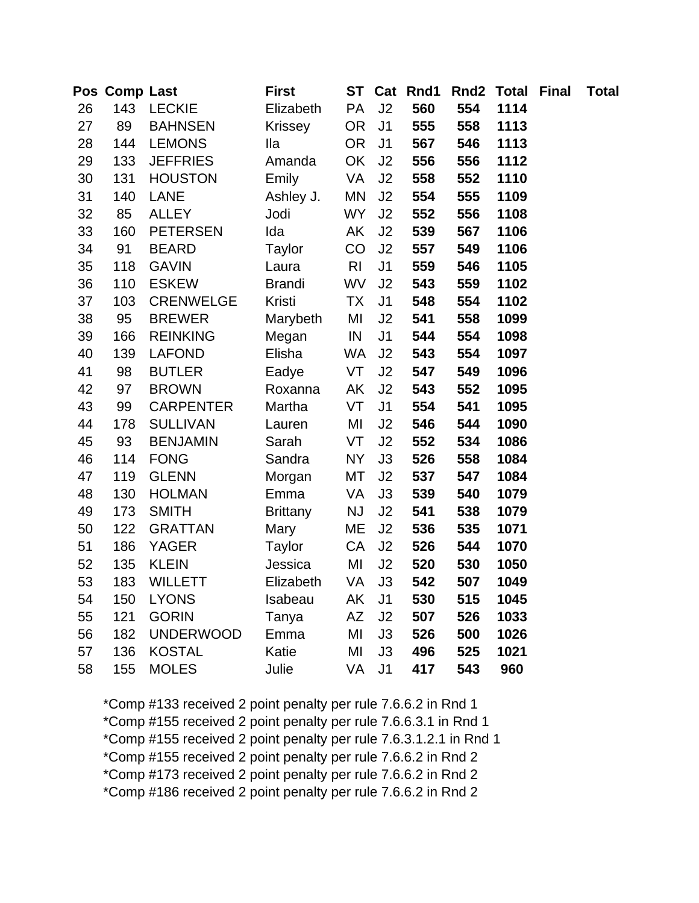| Pos | Comp | Last | First | ST | Cat | Rnd1 | Rnd2 | Total | Final | Total |
|---|---|---|---|---|---|---|---|---|---|---|
| 26 | 143 | LECKIE | Elizabeth | PA | J2 | **560** | **554** | **1114** | | |
| 27 | 89 | BAHNSEN | Krissey | OR | J1 | **555** | **558** | **1113** | | |
| 28 | 144 | LEMONS | Ila | OR | J1 | **567** | **546** | **1113** | | |
| 29 | 133 | JEFFRIES | Amanda | OK | J2 | **556** | **556** | **1112** | | |
| 30 | 131 | HOUSTON | Emily | VA | J2 | **558** | **552** | **1110** | | |
| 31 | 140 | LANE | Ashley J. | MN | J2 | **554** | **555** | **1109** | | |
| 32 | 85 | ALLEY | Jodi | WY | J2 | **552** | **556** | **1108** | | |
| 33 | 160 | PETERSEN | Ida | AK | J2 | **539** | **567** | **1106** | | |
| 34 | 91 | BEARD | Taylor | CO | J2 | **557** | **549** | **1106** | | |
| 35 | 118 | GAVIN | Laura | RI | J1 | **559** | **546** | **1105** | | |
| 36 | 110 | ESKEW | Brandi | WV | J2 | **543** | **559** | **1102** | | |
| 37 | 103 | CRENWELGE | Kristi | TX | J1 | **548** | **554** | **1102** | | |
| 38 | 95 | BREWER | Marybeth | MI | J2 | **541** | **558** | **1099** | | |
| 39 | 166 | REINKING | Megan | IN | J1 | **544** | **554** | **1098** | | |
| 40 | 139 | LAFOND | Elisha | WA | J2 | **543** | **554** | **1097** | | |
| 41 | 98 | BUTLER | Eadye | VT | J2 | **547** | **549** | **1096** | | |
| 42 | 97 | BROWN | Roxanna | AK | J2 | **543** | **552** | **1095** | | |
| 43 | 99 | CARPENTER | Martha | VT | J1 | **554** | **541** | **1095** | | |
| 44 | 178 | SULLIVAN | Lauren | MI | J2 | **546** | **544** | **1090** | | |
| 45 | 93 | BENJAMIN | Sarah | VT | J2 | **552** | **534** | **1086** | | |
| 46 | 114 | FONG | Sandra | NY | J3 | **526** | **558** | **1084** | | |
| 47 | 119 | GLENN | Morgan | MT | J2 | **537** | **547** | **1084** | | |
| 48 | 130 | HOLMAN | Emma | VA | J3 | **539** | **540** | **1079** | | |
| 49 | 173 | SMITH | Brittany | NJ | J2 | **541** | **538** | **1079** | | |
| 50 | 122 | GRATTAN | Mary | ME | J2 | **536** | **535** | **1071** | | |
| 51 | 186 | YAGER | Taylor | CA | J2 | **526** | **544** | **1070** | | |
| 52 | 135 | KLEIN | Jessica | MI | J2 | **520** | **530** | **1050** | | |
| 53 | 183 | WILLETT | Elizabeth | VA | J3 | **542** | **507** | **1049** | | |
| 54 | 150 | LYONS | Isabeau | AK | J1 | **530** | **515** | **1045** | | |
| 55 | 121 | GORIN | Tanya | AZ | J2 | **507** | **526** | **1033** | | |
| 56 | 182 | UNDERWOOD | Emma | MI | J3 | **526** | **500** | **1026** | | |
| 57 | 136 | KOSTAL | Katie | MI | J3 | **496** | **525** | **1021** | | |
| 58 | 155 | MOLES | Julie | VA | J1 | **417** | **543** | **960** | | |

*Comp #133 received 2 point penalty per rule 7.6.6.2 in Rnd 1
*Comp #155 received 2 point penalty per rule 7.6.6.3.1 in Rnd 1
*Comp #155 received 2 point penalty per rule 7.6.3.1.2.1 in Rnd 1
*Comp #155 received 2 point penalty per rule 7.6.6.2 in Rnd 2
*Comp #173 received 2 point penalty per rule 7.6.6.2 in Rnd 2
*Comp #186 received 2 point penalty per rule 7.6.6.2 in Rnd 2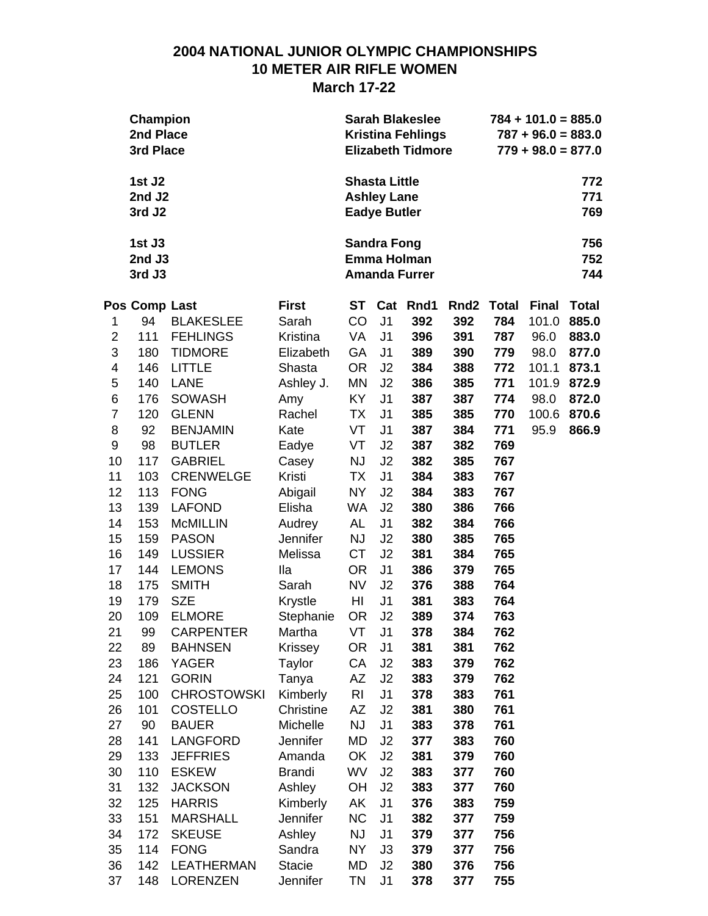# 2004 NATIONAL JUNIOR OLYMPIC CHAMPIONSHIPS
## 10 METER AIR RIFLE WOMEN
### March 17-22

| | | |
|---|---|---|
| **Champion** | **Sarah Blakeslee** | **784 + 101.0 = 885.0** |
| **2nd Place** | **Kristina Fehlings** | **787 + 96.0 = 883.0** |
| **3rd Place** | **Elizabeth Tidmore** | **779 + 98.0 = 877.0** |
| **1st J2** | **Shasta Little** | **772** |
| **2nd J2** | **Ashley Lane** | **771** |
| **3rd J2** | **Eadye Butler** | **769** |
| **1st J3** | **Sandra Fong** | **756** |
| **2nd J3** | **Emma Holman** | **752** |
| **3rd J3** | **Amanda Furrer** | **744** |

| Pos | Comp | Last | First | ST | Cat | Rnd1 | Rnd2 | Total | Final | Total |
|---|---|---|---|---|---|---|---|---|---|---|
| 1 | 94 | BLAKESLEE | Sarah | CO | J1 | 392 | 392 | 784 | 101.0 | 885.0 |
| 2 | 111 | FEHLINGS | Kristina | VA | J1 | 396 | 391 | 787 | 96.0 | 883.0 |
| 3 | 180 | TIDMORE | Elizabeth | GA | J1 | 389 | 390 | 779 | 98.0 | 877.0 |
| 4 | 146 | LITTLE | Shasta | OR | J2 | 384 | 388 | 772 | 101.1 | 873.1 |
| 5 | 140 | LANE | Ashley J. | MN | J2 | 386 | 385 | 771 | 101.9 | 872.9 |
| 6 | 176 | SOWASH | Amy | KY | J1 | 387 | 387 | 774 | 98.0 | 872.0 |
| 7 | 120 | GLENN | Rachel | TX | J1 | 385 | 385 | 770 | 100.6 | 870.6 |
| 8 | 92 | BENJAMIN | Kate | VT | J1 | 387 | 384 | 771 | 95.9 | 866.9 |
| 9 | 98 | BUTLER | Eadye | VT | J2 | 387 | 382 | 769 | | |
| 10 | 117 | GABRIEL | Casey | NJ | J2 | 382 | 385 | 767 | | |
| 11 | 103 | CRENWELGE | Kristi | TX | J1 | 384 | 383 | 767 | | |
| 12 | 113 | FONG | Abigail | NY | J2 | 384 | 383 | 767 | | |
| 13 | 139 | LAFOND | Elisha | WA | J2 | 380 | 386 | 766 | | |
| 14 | 153 | McMILLIN | Audrey | AL | J1 | 382 | 384 | 766 | | |
| 15 | 159 | PASON | Jennifer | NJ | J2 | 380 | 385 | 765 | | |
| 16 | 149 | LUSSIER | Melissa | CT | J2 | 381 | 384 | 765 | | |
| 17 | 144 | LEMONS | Ila | OR | J1 | 386 | 379 | 765 | | |
| 18 | 175 | SMITH | Sarah | NV | J2 | 376 | 388 | 764 | | |
| 19 | 179 | SZE | Krystle | HI | J1 | 381 | 383 | 764 | | |
| 20 | 109 | ELMORE | Stephanie | OR | J2 | 389 | 374 | 763 | | |
| 21 | 99 | CARPENTER | Martha | VT | J1 | 378 | 384 | 762 | | |
| 22 | 89 | BAHNSEN | Krissey | OR | J1 | 381 | 381 | 762 | | |
| 23 | 186 | YAGER | Taylor | CA | J2 | 383 | 379 | 762 | | |
| 24 | 121 | GORIN | Tanya | AZ | J2 | 383 | 379 | 762 | | |
| 25 | 100 | CHROSTOWSKI | Kimberly | RI | J1 | 378 | 383 | 761 | | |
| 26 | 101 | COSTELLO | Christine | AZ | J2 | 381 | 380 | 761 | | |
| 27 | 90 | BAUER | Michelle | NJ | J1 | 383 | 378 | 761 | | |
| 28 | 141 | LANGFORD | Jennifer | MD | J2 | 377 | 383 | 760 | | |
| 29 | 133 | JEFFRIES | Amanda | OK | J2 | 381 | 379 | 760 | | |
| 30 | 110 | ESKEW | Brandi | WV | J2 | 383 | 377 | 760 | | |
| 31 | 132 | JACKSON | Ashley | OH | J2 | 383 | 377 | 760 | | |
| 32 | 125 | HARRIS | Kimberly | AK | J1 | 376 | 383 | 759 | | |
| 33 | 151 | MARSHALL | Jennifer | NC | J1 | 382 | 377 | 759 | | |
| 34 | 172 | SKEUSE | Ashley | NJ | J1 | 379 | 377 | 756 | | |
| 35 | 114 | FONG | Sandra | NY | J3 | 379 | 377 | 756 | | |
| 36 | 142 | LEATHERMAN | Stacie | MD | J2 | 380 | 376 | 756 | | |
| 37 | 148 | LORENZEN | Jennifer | TN | J1 | 378 | 377 | 755 | | |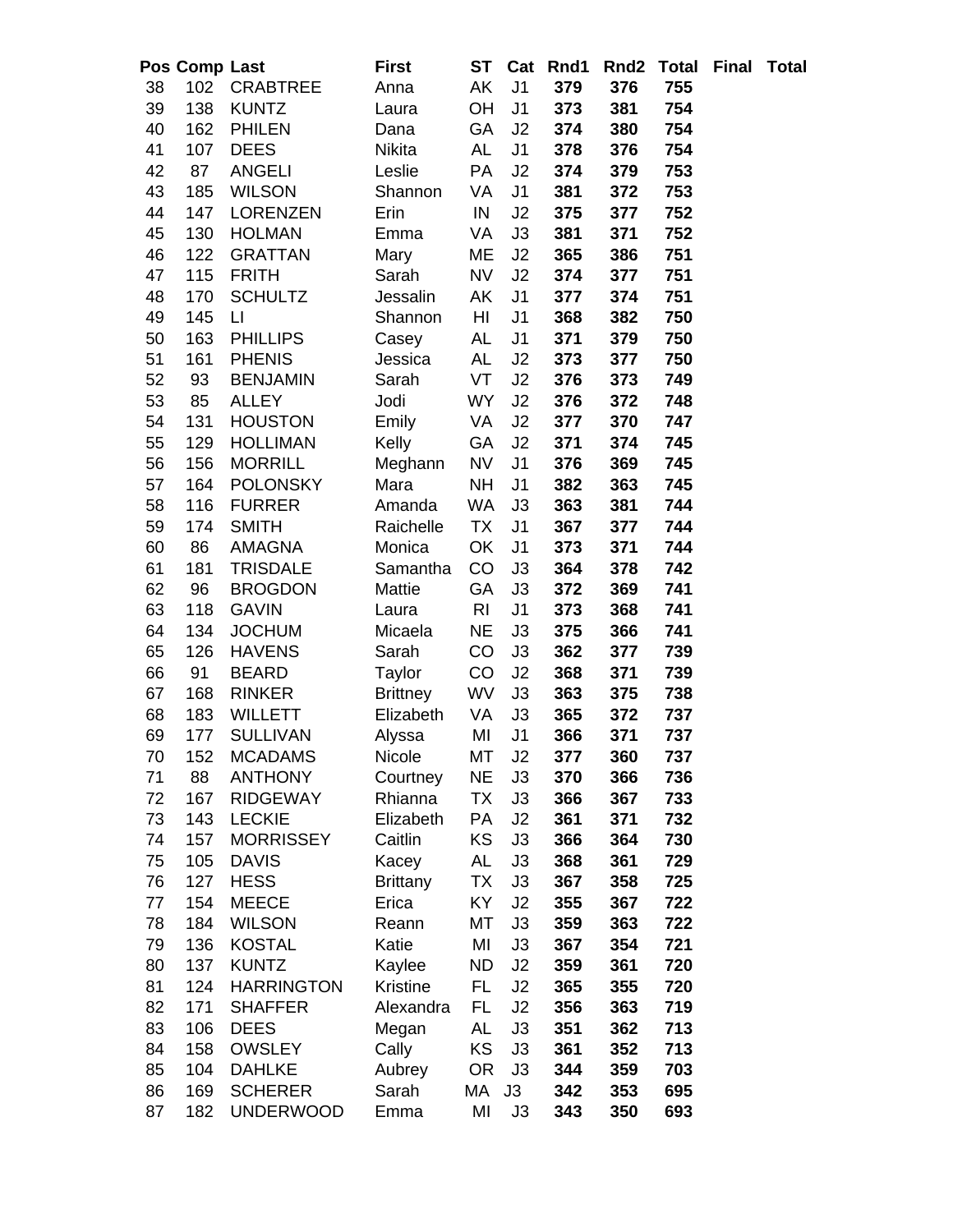| Pos | Comp | Last | First | ST | Cat | Rnd1 | Rnd2 | Total | Final | Total |
|---|---|---|---|---|---|---|---|---|---|---|
| 38 | 102 | CRABTREE | Anna | AK | J1 | **379** | **376** | **755** | | |
| 39 | 138 | KUNTZ | Laura | OH | J1 | **373** | **381** | **754** | | |
| 40 | 162 | PHILEN | Dana | GA | J2 | **374** | **380** | **754** | | |
| 41 | 107 | DEES | Nikita | AL | J1 | **378** | **376** | **754** | | |
| 42 | 87 | ANGELI | Leslie | PA | J2 | **374** | **379** | **753** | | |
| 43 | 185 | WILSON | Shannon | VA | J1 | **381** | **372** | **753** | | |
| 44 | 147 | LORENZEN | Erin | IN | J2 | **375** | **377** | **752** | | |
| 45 | 130 | HOLMAN | Emma | VA | J3 | **381** | **371** | **752** | | |
| 46 | 122 | GRATTAN | Mary | ME | J2 | **365** | **386** | **751** | | |
| 47 | 115 | FRITH | Sarah | NV | J2 | **374** | **377** | **751** | | |
| 48 | 170 | SCHULTZ | Jessalin | AK | J1 | **377** | **374** | **751** | | |
| 49 | 145 | LI | Shannon | HI | J1 | **368** | **382** | **750** | | |
| 50 | 163 | PHILLIPS | Casey | AL | J1 | **371** | **379** | **750** | | |
| 51 | 161 | PHENIS | Jessica | AL | J2 | **373** | **377** | **750** | | |
| 52 | 93 | BENJAMIN | Sarah | VT | J2 | **376** | **373** | **749** | | |
| 53 | 85 | ALLEY | Jodi | WY | J2 | **376** | **372** | **748** | | |
| 54 | 131 | HOUSTON | Emily | VA | J2 | **377** | **370** | **747** | | |
| 55 | 129 | HOLLIMAN | Kelly | GA | J2 | **371** | **374** | **745** | | |
| 56 | 156 | MORRILL | Meghann | NV | J1 | **376** | **369** | **745** | | |
| 57 | 164 | POLONSKY | Mara | NH | J1 | **382** | **363** | **745** | | |
| 58 | 116 | FURRER | Amanda | WA | J3 | **363** | **381** | **744** | | |
| 59 | 174 | SMITH | Raichelle | TX | J1 | **367** | **377** | **744** | | |
| 60 | 86 | AMAGNA | Monica | OK | J1 | **373** | **371** | **744** | | |
| 61 | 181 | TRISDALE | Samantha | CO | J3 | **364** | **378** | **742** | | |
| 62 | 96 | BROGDON | Mattie | GA | J3 | **372** | **369** | **741** | | |
| 63 | 118 | GAVIN | Laura | RI | J1 | **373** | **368** | **741** | | |
| 64 | 134 | JOCHUM | Micaela | NE | J3 | **375** | **366** | **741** | | |
| 65 | 126 | HAVENS | Sarah | CO | J3 | **362** | **377** | **739** | | |
| 66 | 91 | BEARD | Taylor | CO | J2 | **368** | **371** | **739** | | |
| 67 | 168 | RINKER | Brittney | WV | J3 | **363** | **375** | **738** | | |
| 68 | 183 | WILLETT | Elizabeth | VA | J3 | **365** | **372** | **737** | | |
| 69 | 177 | SULLIVAN | Alyssa | MI | J1 | **366** | **371** | **737** | | |
| 70 | 152 | MCADAMS | Nicole | MT | J2 | **377** | **360** | **737** | | |
| 71 | 88 | ANTHONY | Courtney | NE | J3 | **370** | **366** | **736** | | |
| 72 | 167 | RIDGEWAY | Rhianna | TX | J3 | **366** | **367** | **733** | | |
| 73 | 143 | LECKIE | Elizabeth | PA | J2 | **361** | **371** | **732** | | |
| 74 | 157 | MORRISSEY | Caitlin | KS | J3 | **366** | **364** | **730** | | |
| 75 | 105 | DAVIS | Kacey | AL | J3 | **368** | **361** | **729** | | |
| 76 | 127 | HESS | Brittany | TX | J3 | **367** | **358** | **725** | | |
| 77 | 154 | MEECE | Erica | KY | J2 | **355** | **367** | **722** | | |
| 78 | 184 | WILSON | Reann | MT | J3 | **359** | **363** | **722** | | |
| 79 | 136 | KOSTAL | Katie | MI | J3 | **367** | **354** | **721** | | |
| 80 | 137 | KUNTZ | Kaylee | ND | J2 | **359** | **361** | **720** | | |
| 81 | 124 | HARRINGTON | Kristine | FL | J2 | **365** | **355** | **720** | | |
| 82 | 171 | SHAFFER | Alexandra | FL | J2 | **356** | **363** | **719** | | |
| 83 | 106 | DEES | Megan | AL | J3 | **351** | **362** | **713** | | |
| 84 | 158 | OWSLEY | Cally | KS | J3 | **361** | **352** | **713** | | |
| 85 | 104 | DAHLKE | Aubrey | OR | J3 | **344** | **359** | **703** | | |
| 86 | 169 | SCHERER | Sarah | MA | J3 | **342** | **353** | **695** | | |
| 87 | 182 | UNDERWOOD | Emma | MI | J3 | **343** | **350** | **693** | | |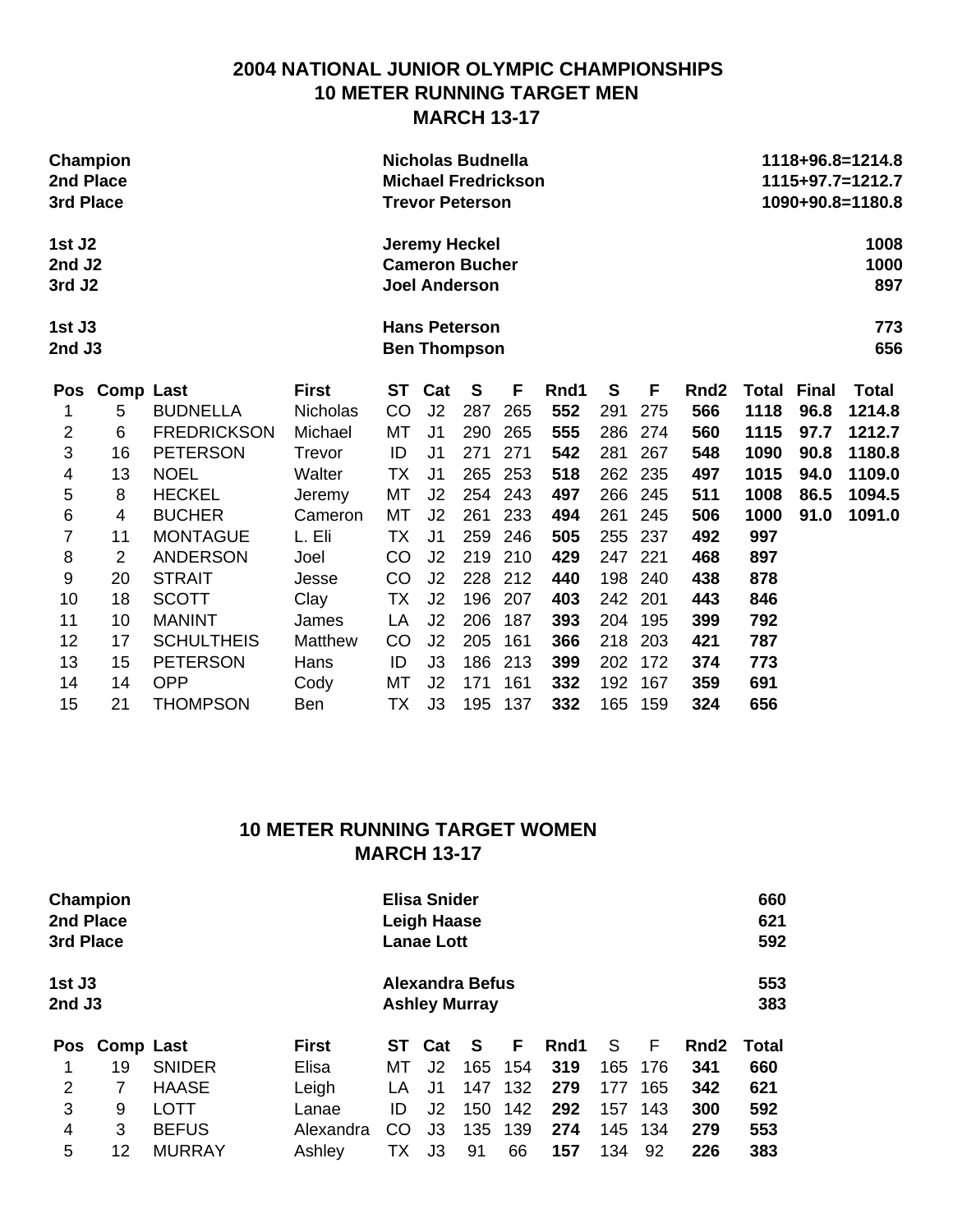# 2004 NATIONAL JUNIOR OLYMPIC CHAMPIONSHIPS
## 10 METER RUNNING TARGET MEN
### MARCH 13-17

| | | |
|---|---|---|
| **Champion** | **Nicholas Budnella** | **1118+96.8=1214.8** |
| **2nd Place** | **Michael Fredrickson** | **1115+97.7=1212.7** |
| **3rd Place** | **Trevor Peterson** | **1090+90.8=1180.8** |
| **1st J2** | **Jeremy Heckel** | **1008** |
| **2nd J2** | **Cameron Bucher** | **1000** |
| **3rd J2** | **Joel Anderson** | **897** |
| **1st J3** | **Hans Peterson** | **773** |
| **2nd J3** | **Ben Thompson** | **656** |

| Pos | Comp | Last | First | ST | Cat | S | F | Rnd1 | S | F | Rnd2 | Total | Final | Total |
|---|---|---|---|---|---|---|---|---|---|---|---|---|---|---|
| 1 | 5 | BUDNELLA | Nicholas | CO | J2 | 287 | 265 | **552** | 291 | 275 | **566** | **1118** | **96.8** | **1214.8** |
| 2 | 6 | FREDRICKSON | Michael | MT | J1 | 290 | 265 | **555** | 286 | 274 | **560** | **1115** | **97.7** | **1212.7** |
| 3 | 16 | PETERSON | Trevor | ID | J1 | 271 | 271 | **542** | 281 | 267 | **548** | **1090** | **90.8** | **1180.8** |
| 4 | 13 | NOEL | Walter | TX | J1 | 265 | 253 | **518** | 262 | 235 | **497** | **1015** | **94.0** | **1109.0** |
| 5 | 8 | HECKEL | Jeremy | MT | J2 | 254 | 243 | **497** | 266 | 245 | **511** | **1008** | **86.5** | **1094.5** |
| 6 | 4 | BUCHER | Cameron | MT | J2 | 261 | 233 | **494** | 261 | 245 | **506** | **1000** | **91.0** | **1091.0** |
| 7 | 11 | MONTAGUE | L. Eli | TX | J1 | 259 | 246 | **505** | 255 | 237 | **492** | **997** | | |
| 8 | 2 | ANDERSON | Joel | CO | J2 | 219 | 210 | **429** | 247 | 221 | **468** | **897** | | |
| 9 | 20 | STRAIT | Jesse | CO | J2 | 228 | 212 | **440** | 198 | 240 | **438** | **878** | | |
| 10 | 18 | SCOTT | Clay | TX | J2 | 196 | 207 | **403** | 242 | 201 | **443** | **846** | | |
| 11 | 10 | MANINT | James | LA | J2 | 206 | 187 | **393** | 204 | 195 | **399** | **792** | | |
| 12 | 17 | SCHULTHEIS | Matthew | CO | J2 | 205 | 161 | **366** | 218 | 203 | **421** | **787** | | |
| 13 | 15 | PETERSON | Hans | ID | J3 | 186 | 213 | **399** | 202 | 172 | **374** | **773** | | |
| 14 | 14 | OPP | Cody | MT | J2 | 171 | 161 | **332** | 192 | 167 | **359** | **691** | | |
| 15 | 21 | THOMPSON | Ben | TX | J3 | 195 | 137 | **332** | 165 | 159 | **324** | **656** | | |

## 10 METER RUNNING TARGET WOMEN
### MARCH 13-17

| | | |
|---|---|---|
| **Champion** | **Elisa Snider** | **660** |
| **2nd Place** | **Leigh Haase** | **621** |
| **3rd Place** | **Lanae Lott** | **592** |
| **1st J3** | **Alexandra Befus** | **553** |
| **2nd J3** | **Ashley Murray** | **383** |

| Pos | Comp | Last | First | ST | Cat | S | F | Rnd1 | S | F | Rnd2 | Total |
|---|---|---|---|---|---|---|---|---|---|---|---|---|
| 1 | 19 | SNIDER | Elisa | MT | J2 | 165 | 154 | **319** | 165 | 176 | **341** | **660** |
| 2 | 7 | HAASE | Leigh | LA | J1 | 147 | 132 | **279** | 177 | 165 | **342** | **621** |
| 3 | 9 | LOTT | Lanae | ID | J2 | 150 | 142 | **292** | 157 | 143 | **300** | **592** |
| 4 | 3 | BEFUS | Alexandra | CO | J3 | 135 | 139 | **274** | 145 | 134 | **279** | **553** |
| 5 | 12 | MURRAY | Ashley | TX | J3 | 91 | 66 | **157** | 134 | 92 | **226** | **383** |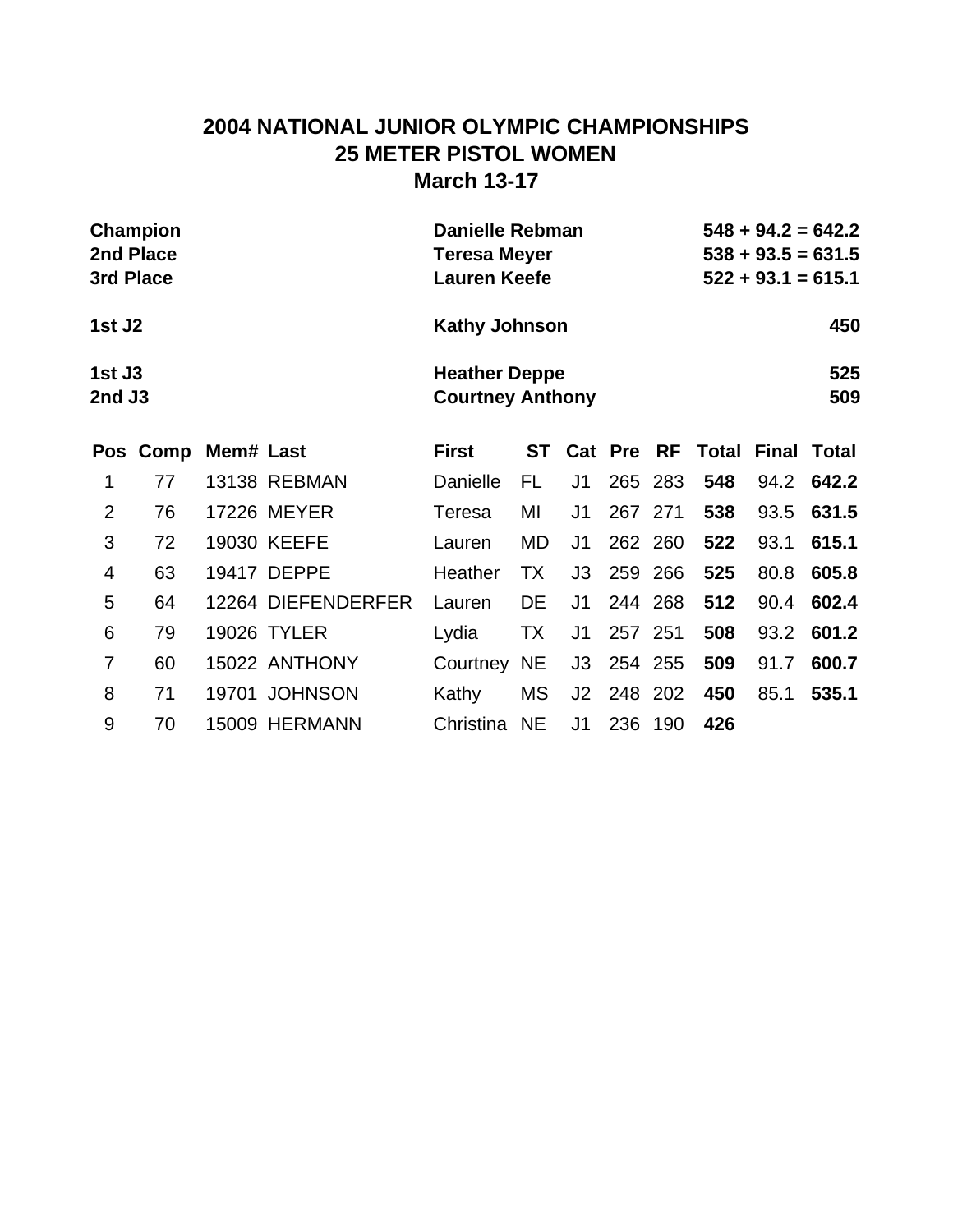# 2004 NATIONAL JUNIOR OLYMPIC CHAMPIONSHIPS
## 25 METER PISTOL WOMEN
### March 13-17

| | | |
|---|---|---|
| **Champion** | **Danielle Rebman** | **548 + 94.2 = 642.2** |
| **2nd Place** | **Teresa Meyer** | **538 + 93.5 = 631.5** |
| **3rd Place** | **Lauren Keefe** | **522 + 93.1 = 615.1** |
| **1st J2** | **Kathy Johnson** | **450** |
| **1st J3** | **Heather Deppe** | **525** |
| **2nd J3** | **Courtney Anthony** | **509** |

| Pos | Comp | Mem# | Last | First | ST | Cat | Pre | RF | Total | Final | Total |
|---|---|---|---|---|---|---|---|---|---|---|---|
| 1 | 77 | 13138 | REBMAN | Danielle | FL | J1 | 265 | 283 | **548** | 94.2 | **642.2** |
| 2 | 76 | 17226 | MEYER | Teresa | MI | J1 | 267 | 271 | **538** | 93.5 | **631.5** |
| 3 | 72 | 19030 | KEEFE | Lauren | MD | J1 | 262 | 260 | **522** | 93.1 | **615.1** |
| 4 | 63 | 19417 | DEPPE | Heather | TX | J3 | 259 | 266 | **525** | 80.8 | **605.8** |
| 5 | 64 | 12264 | DIEFENDERFER | Lauren | DE | J1 | 244 | 268 | **512** | 90.4 | **602.4** |
| 6 | 79 | 19026 | TYLER | Lydia | TX | J1 | 257 | 251 | **508** | 93.2 | **601.2** |
| 7 | 60 | 15022 | ANTHONY | Courtney | NE | J3 | 254 | 255 | **509** | 91.7 | **600.7** |
| 8 | 71 | 19701 | JOHNSON | Kathy | MS | J2 | 248 | 202 | **450** | 85.1 | **535.1** |
| 9 | 70 | 15009 | HERMANN | Christina | NE | J1 | 236 | 190 | **426** | | |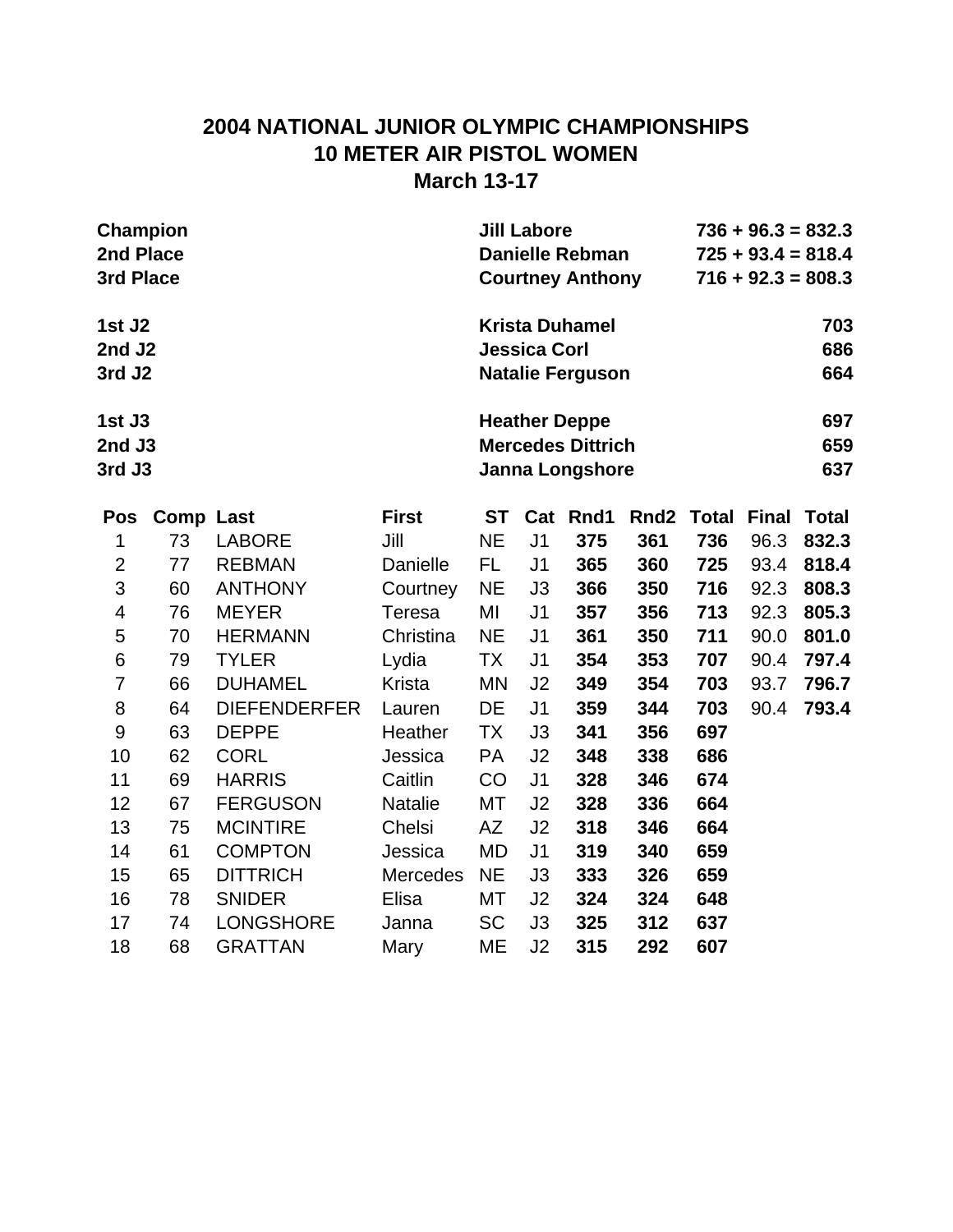# 2004 NATIONAL JUNIOR OLYMPIC CHAMPIONSHIPS
## 10 METER AIR PISTOL WOMEN
### March 13-17

| | | |
|---|---|---|
| **Champion** | **Jill Labore** | **736 + 96.3 = 832.3** |
| **2nd Place** | **Danielle Rebman** | **725 + 93.4 = 818.4** |
| **3rd Place** | **Courtney Anthony** | **716 + 92.3 = 808.3** |
| **1st J2** | **Krista Duhamel** | **703** |
| **2nd J2** | **Jessica Corl** | **686** |
| **3rd J2** | **Natalie Ferguson** | **664** |
| **1st J3** | **Heather Deppe** | **697** |
| **2nd J3** | **Mercedes Dittrich** | **659** |
| **3rd J3** | **Janna Longshore** | **637** |

| Pos | Comp | Last | First | ST | Cat | Rnd1 | Rnd2 | Total | Final | Total |
|---|---|---|---|---|---|---|---|---|---|---|
| 1 | 73 | LABORE | Jill | NE | J1 | **375** | **361** | **736** | 96.3 | **832.3** |
| 2 | 77 | REBMAN | Danielle | FL | J1 | **365** | **360** | **725** | 93.4 | **818.4** |
| 3 | 60 | ANTHONY | Courtney | NE | J3 | **366** | **350** | **716** | 92.3 | **808.3** |
| 4 | 76 | MEYER | Teresa | MI | J1 | **357** | **356** | **713** | 92.3 | **805.3** |
| 5 | 70 | HERMANN | Christina | NE | J1 | **361** | **350** | **711** | 90.0 | **801.0** |
| 6 | 79 | TYLER | Lydia | TX | J1 | **354** | **353** | **707** | 90.4 | **797.4** |
| 7 | 66 | DUHAMEL | Krista | MN | J2 | **349** | **354** | **703** | 93.7 | **796.7** |
| 8 | 64 | DIEFENDERFER | Lauren | DE | J1 | **359** | **344** | **703** | 90.4 | **793.4** |
| 9 | 63 | DEPPE | Heather | TX | J3 | **341** | **356** | **697** | | |
| 10 | 62 | CORL | Jessica | PA | J2 | **348** | **338** | **686** | | |
| 11 | 69 | HARRIS | Caitlin | CO | J1 | **328** | **346** | **674** | | |
| 12 | 67 | FERGUSON | Natalie | MT | J2 | **328** | **336** | **664** | | |
| 13 | 75 | MCINTIRE | Chelsi | AZ | J2 | **318** | **346** | **664** | | |
| 14 | 61 | COMPTON | Jessica | MD | J1 | **319** | **340** | **659** | | |
| 15 | 65 | DITTRICH | Mercedes | NE | J3 | **333** | **326** | **659** | | |
| 16 | 78 | SNIDER | Elisa | MT | J2 | **324** | **324** | **648** | | |
| 17 | 74 | LONGSHORE | Janna | SC | J3 | **325** | **312** | **637** | | |
| 18 | 68 | GRATTAN | Mary | ME | J2 | **315** | **292** | **607** | | |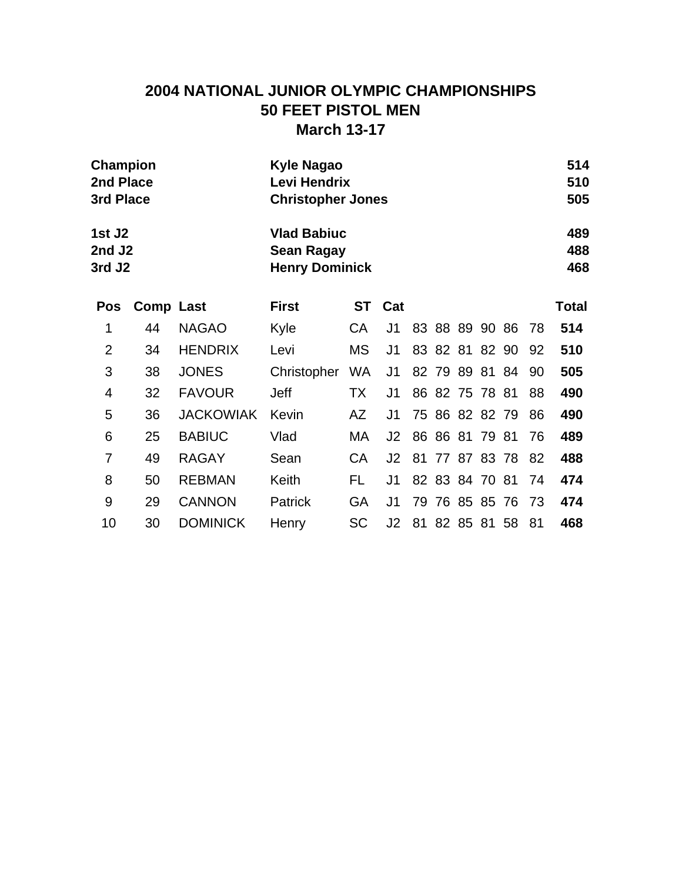# 2004 NATIONAL JUNIOR OLYMPIC CHAMPIONSHIPS
## 50 FEET PISTOL MEN
### March 13-17

| | | |
|---|---|---|
| **Champion** | **Kyle Nagao** | **514** |
| **2nd Place** | **Levi Hendrix** | **510** |
| **3rd Place** | **Christopher Jones** | **505** |
| **1st J2** | **Vlad Babiuc** | **489** |
| **2nd J2** | **Sean Ragay** | **488** |
| **3rd J2** | **Henry Dominick** | **468** |

| Pos | Comp | Last | First | ST | Cat | | | | | | | Total |
|---|---|---|---|---|---|---|---|---|---|---|---|---|
| 1 | 44 | NAGAO | Kyle | CA | J1 | 83 | 88 | 89 | 90 | 86 | 78 | **514** |
| 2 | 34 | HENDRIX | Levi | MS | J1 | 83 | 82 | 81 | 82 | 90 | 92 | **510** |
| 3 | 38 | JONES | Christopher | WA | J1 | 82 | 79 | 89 | 81 | 84 | 90 | **505** |
| 4 | 32 | FAVOUR | Jeff | TX | J1 | 86 | 82 | 75 | 78 | 81 | 88 | **490** |
| 5 | 36 | JACKOWIAK | Kevin | AZ | J1 | 75 | 86 | 82 | 82 | 79 | 86 | **490** |
| 6 | 25 | BABIUC | Vlad | MA | J2 | 86 | 86 | 81 | 79 | 81 | 76 | **489** |
| 7 | 49 | RAGAY | Sean | CA | J2 | 81 | 77 | 87 | 83 | 78 | 82 | **488** |
| 8 | 50 | REBMAN | Keith | FL | J1 | 82 | 83 | 84 | 70 | 81 | 74 | **474** |
| 9 | 29 | CANNON | Patrick | GA | J1 | 79 | 76 | 85 | 85 | 76 | 73 | **474** |
| 10 | 30 | DOMINICK | Henry | SC | J2 | 81 | 82 | 85 | 81 | 58 | 81 | **468** |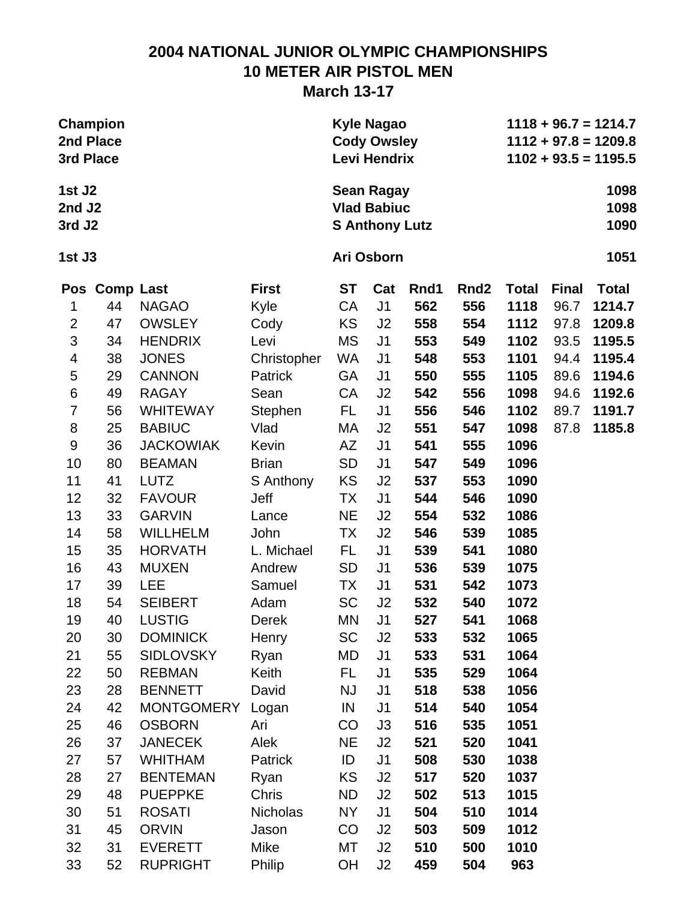# 2004 NATIONAL JUNIOR OLYMPIC CHAMPIONSHIPS
## 10 METER AIR PISTOL MEN
### March 13-17

| | | |
|---|---|---|
| **Champion** | **Kyle Nagao** | **1118 + 96.7 = 1214.7** |
| **2nd Place** | **Cody Owsley** | **1112 + 97.8 = 1209.8** |
| **3rd Place** | **Levi Hendrix** | **1102 + 93.5 = 1195.5** |
| **1st J2** | **Sean Ragay** | **1098** |
| **2nd J2** | **Vlad Babiuc** | **1098** |
| **3rd J2** | **S Anthony Lutz** | **1090** |
| **1st J3** | **Ari Osborn** | **1051** |

| Pos | Comp | Last | First | ST | Cat | Rnd1 | Rnd2 | Total | Final | Total |
|---|---|---|---|---|---|---|---|---|---|---|
| 1 | 44 | NAGAO | Kyle | CA | J1 | **562** | **556** | **1118** | 96.7 | **1214.7** |
| 2 | 47 | OWSLEY | Cody | KS | J2 | **558** | **554** | **1112** | 97.8 | **1209.8** |
| 3 | 34 | HENDRIX | Levi | MS | J1 | **553** | **549** | **1102** | 93.5 | **1195.5** |
| 4 | 38 | JONES | Christopher | WA | J1 | **548** | **553** | **1101** | 94.4 | **1195.4** |
| 5 | 29 | CANNON | Patrick | GA | J1 | **550** | **555** | **1105** | 89.6 | **1194.6** |
| 6 | 49 | RAGAY | Sean | CA | J2 | **542** | **556** | **1098** | 94.6 | **1192.6** |
| 7 | 56 | WHITEWAY | Stephen | FL | J1 | **556** | **546** | **1102** | 89.7 | **1191.7** |
| 8 | 25 | BABIUC | Vlad | MA | J2 | **551** | **547** | **1098** | 87.8 | **1185.8** |
| 9 | 36 | JACKOWIAK | Kevin | AZ | J1 | **541** | **555** | **1096** | | |
| 10 | 80 | BEAMAN | Brian | SD | J1 | **547** | **549** | **1096** | | |
| 11 | 41 | LUTZ | S Anthony | KS | J2 | **537** | **553** | **1090** | | |
| 12 | 32 | FAVOUR | Jeff | TX | J1 | **544** | **546** | **1090** | | |
| 13 | 33 | GARVIN | Lance | NE | J2 | **554** | **532** | **1086** | | |
| 14 | 58 | WILLHELM | John | TX | J2 | **546** | **539** | **1085** | | |
| 15 | 35 | HORVATH | L. Michael | FL | J1 | **539** | **541** | **1080** | | |
| 16 | 43 | MUXEN | Andrew | SD | J1 | **536** | **539** | **1075** | | |
| 17 | 39 | LEE | Samuel | TX | J1 | **531** | **542** | **1073** | | |
| 18 | 54 | SEIBERT | Adam | SC | J2 | **532** | **540** | **1072** | | |
| 19 | 40 | LUSTIG | Derek | MN | J1 | **527** | **541** | **1068** | | |
| 20 | 30 | DOMINICK | Henry | SC | J2 | **533** | **532** | **1065** | | |
| 21 | 55 | SIDLOVSKY | Ryan | MD | J1 | **533** | **531** | **1064** | | |
| 22 | 50 | REBMAN | Keith | FL | J1 | **535** | **529** | **1064** | | |
| 23 | 28 | BENNETT | David | NJ | J1 | **518** | **538** | **1056** | | |
| 24 | 42 | MONTGOMERY | Logan | IN | J1 | **514** | **540** | **1054** | | |
| 25 | 46 | OSBORN | Ari | CO | J3 | **516** | **535** | **1051** | | |
| 26 | 37 | JANECEK | Alek | NE | J2 | **521** | **520** | **1041** | | |
| 27 | 57 | WHITHAM | Patrick | ID | J1 | **508** | **530** | **1038** | | |
| 28 | 27 | BENTEMAN | Ryan | KS | J2 | **517** | **520** | **1037** | | |
| 29 | 48 | PUEPPKE | Chris | ND | J2 | **502** | **513** | **1015** | | |
| 30 | 51 | ROSATI | Nicholas | NY | J1 | **504** | **510** | **1014** | | |
| 31 | 45 | ORVIN | Jason | CO | J2 | **503** | **509** | **1012** | | |
| 32 | 31 | EVERETT | Mike | MT | J2 | **510** | **500** | **1010** | | |
| 33 | 52 | RUPRIGHT | Philip | OH | J2 | **459** | **504** | **963** | | |